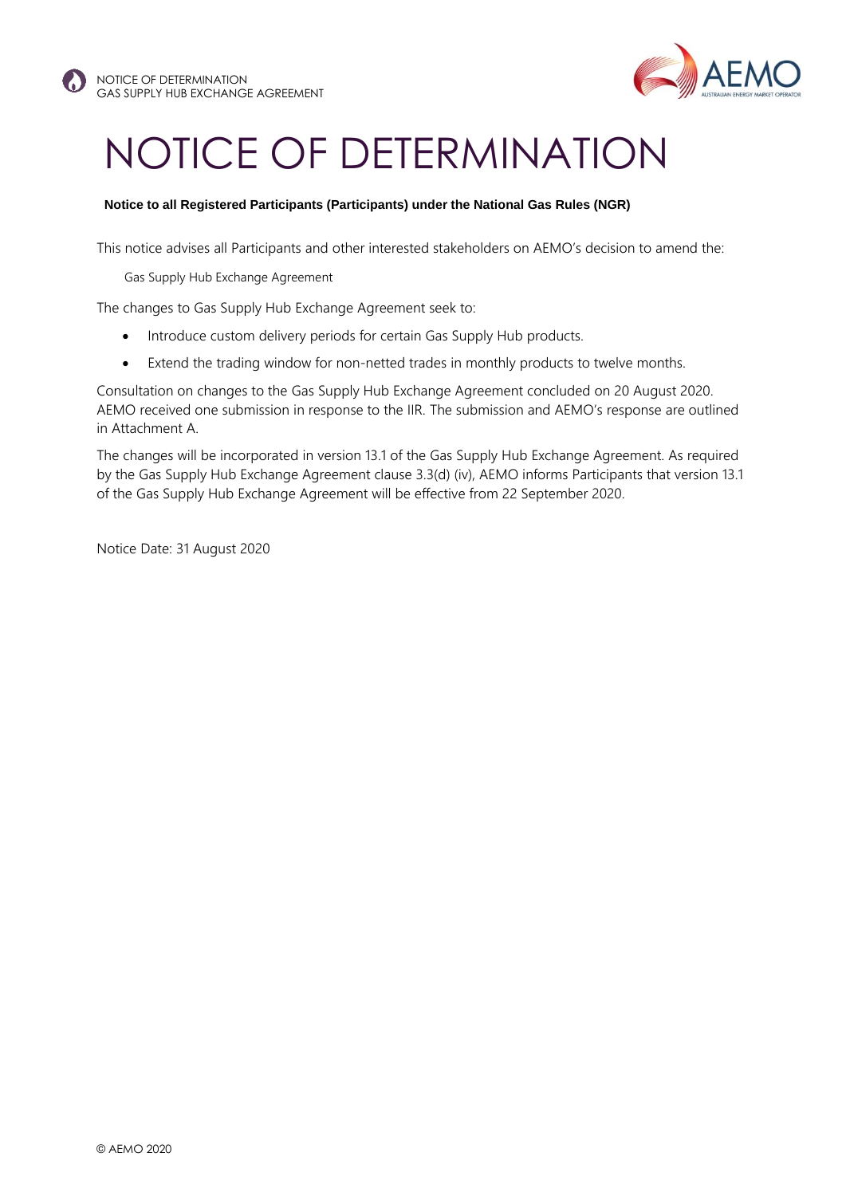# NOTICE OF DETERMINATION

**Notice to all Registered Participants (Participants) under the National Gas Rules (NGR)**

This notice advises all Participants and other interested stakeholders on AEMO's decision to amend the:

Gas Supply Hub Exchange Agreement

The changes to Gas Supply Hub Exchange Agreement seek to:

- Introduce custom delivery periods for certain Gas Supply Hub products.
- Extend the trading window for non-netted trades in monthly products to twelve months.

Consultation on changes to the Gas Supply Hub Exchange Agreement concluded on 20 August 2020. AEMO received one submission in response to the IIR. The submission and AEMO's response are outlined in Attachment A.

The changes will be incorporated in version 13.1 of the Gas Supply Hub Exchange Agreement. As required by the Gas Supply Hub Exchange Agreement clause 3.3(d) (iv), AEMO informs Participants that version 13.1 of the Gas Supply Hub Exchange Agreement will be effective from 22 September 2020.

Notice Date: 31 August 2020

© AEMO 2020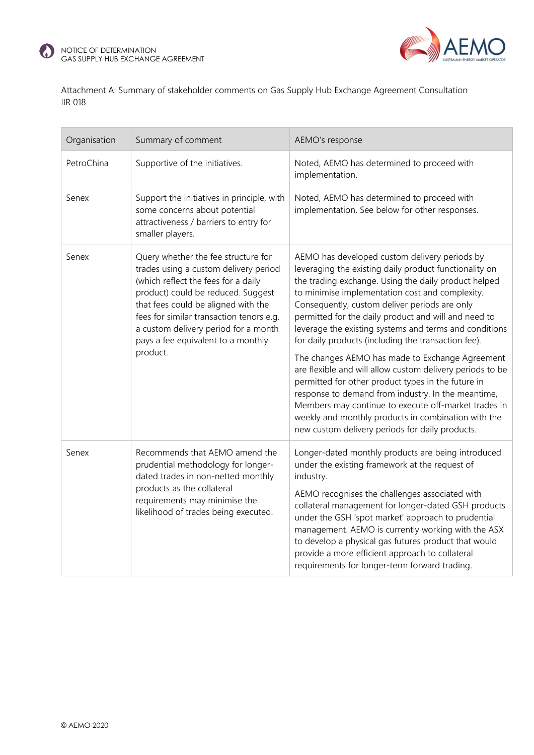Attachment A: Summary of stakeholder comments on Gas Supply Hub Exchange Agreement Consultation IIR 018

| Organisation | Summary of comment | AEMO's response |
|---|---|---|
| PetroChina | Supportive of the initiatives. | Noted, AEMO has determined to proceed with implementation. |
| Senex | Support the initiatives in principle, with some concerns about potential attractiveness / barriers to entry for smaller players. | Noted, AEMO has determined to proceed with implementation. See below for other responses. |
| Senex | Query whether the fee structure for trades using a custom delivery period (which reflect the fees for a daily product) could be reduced. Suggest that fees could be aligned with the fees for similar transaction tenors e.g. a custom delivery period for a month pays a fee equivalent to a monthly product. | AEMO has developed custom delivery periods by leveraging the existing daily product functionality on the trading exchange. Using the daily product helped to minimise implementation cost and complexity. Consequently, custom deliver periods are only permitted for the daily product and will and need to leverage the existing systems and terms and conditions for daily products (including the transaction fee).<br><br>The changes AEMO has made to Exchange Agreement are flexible and will allow custom delivery periods to be permitted for other product types in the future in response to demand from industry. In the meantime, Members may continue to execute off-market trades in weekly and monthly products in combination with the new custom delivery periods for daily products. |
| Senex | Recommends that AEMO amend the prudential methodology for longer-dated trades in non-netted monthly products as the collateral requirements may minimise the likelihood of trades being executed. | Longer-dated monthly products are being introduced under the existing framework at the request of industry.<br><br>AEMO recognises the challenges associated with collateral management for longer-dated GSH products under the GSH 'spot market' approach to prudential management. AEMO is currently working with the ASX to develop a physical gas futures product that would provide a more efficient approach to collateral requirements for longer-term forward trading. |